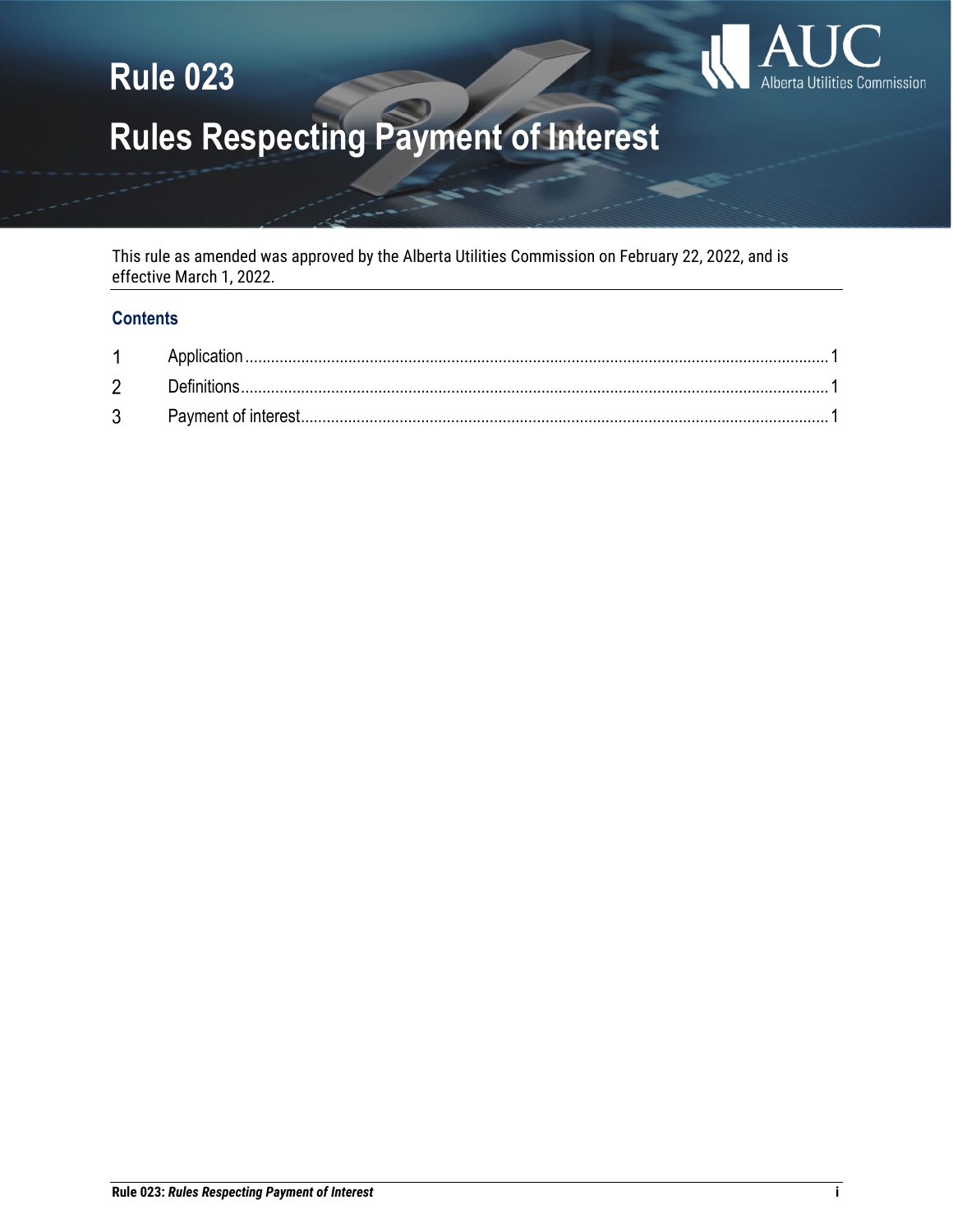# Rule 023

# Rules Respecting Payment of Interest

This rule as amended was approved by the Alberta Utilities Commission on February 22, 2022, and is effective March 1, 2022.

## Contents

| | | |
|---|---|---|
| 1 | Application | 1 |
| 2 | Definitions | 1 |
| 3 | Payment of interest | 1 |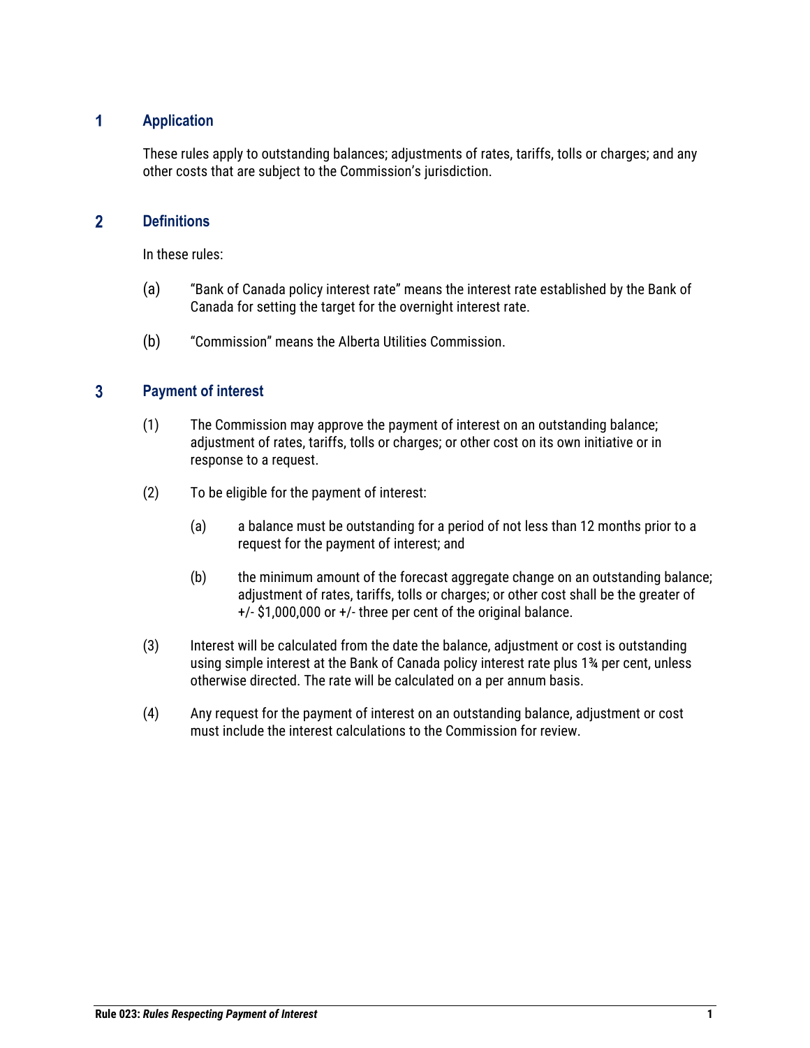## 1 Application

These rules apply to outstanding balances; adjustments of rates, tariffs, tolls or charges; and any other costs that are subject to the Commission's jurisdiction.

## 2 Definitions

In these rules:

(a) "Bank of Canada policy interest rate" means the interest rate established by the Bank of Canada for setting the target for the overnight interest rate.

(b) "Commission" means the Alberta Utilities Commission.

## 3 Payment of interest

(1) The Commission may approve the payment of interest on an outstanding balance; adjustment of rates, tariffs, tolls or charges; or other cost on its own initiative or in response to a request.

(2) To be eligible for the payment of interest:

(a) a balance must be outstanding for a period of not less than 12 months prior to a request for the payment of interest; and

(b) the minimum amount of the forecast aggregate change on an outstanding balance; adjustment of rates, tariffs, tolls or charges; or other cost shall be the greater of +/- $1,000,000 or +/- three per cent of the original balance.

(3) Interest will be calculated from the date the balance, adjustment or cost is outstanding using simple interest at the Bank of Canada policy interest rate plus 1¾ per cent, unless otherwise directed. The rate will be calculated on a per annum basis.

(4) Any request for the payment of interest on an outstanding balance, adjustment or cost must include the interest calculations to the Commission for review.